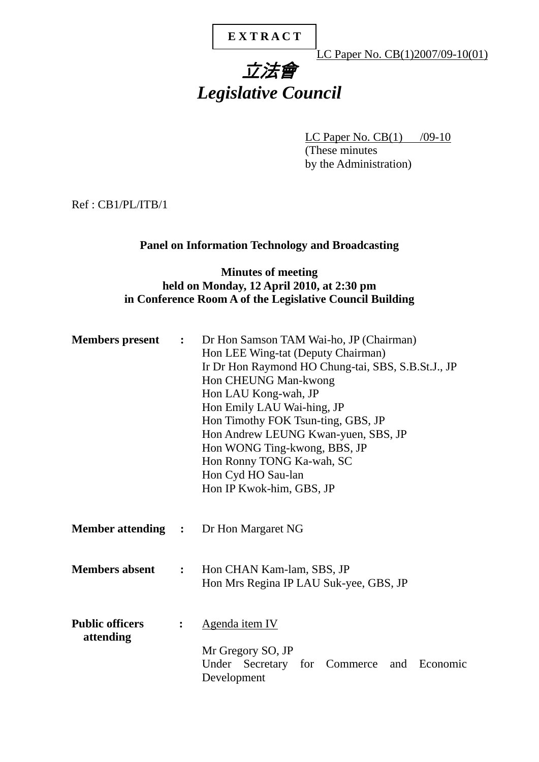**EXTRACT**

LC Paper No. CB(1)2007/09-10(01)

# *立法會*
# *Legislative Council*

LC Paper No. CB(1) /09-10
(These minutes
by the Administration)

Ref : CB1/PL/ITB/1

## Panel on Information Technology and Broadcasting

### Minutes of meeting
### held on Monday, 12 April 2010, at 2:30 pm
### in Conference Room A of the Legislative Council Building

**Members present** : Dr Hon Samson TAM Wai-ho, JP (Chairman)
Hon LEE Wing-tat (Deputy Chairman)
Ir Dr Hon Raymond HO Chung-tai, SBS, S.B.St.J., JP
Hon CHEUNG Man-kwong
Hon LAU Kong-wah, JP
Hon Emily LAU Wai-hing, JP
Hon Timothy FOK Tsun-ting, GBS, JP
Hon Andrew LEUNG Kwan-yuen, SBS, JP
Hon WONG Ting-kwong, BBS, JP
Hon Ronny TONG Ka-wah, SC
Hon Cyd HO Sau-lan
Hon IP Kwok-him, GBS, JP

**Member attending** : Dr Hon Margaret NG

**Members absent** : Hon CHAN Kam-lam, SBS, JP
Hon Mrs Regina IP LAU Suk-yee, GBS, JP

**Public officers attending** : Agenda item IV

Mr Gregory SO, JP
Under Secretary for Commerce and Economic Development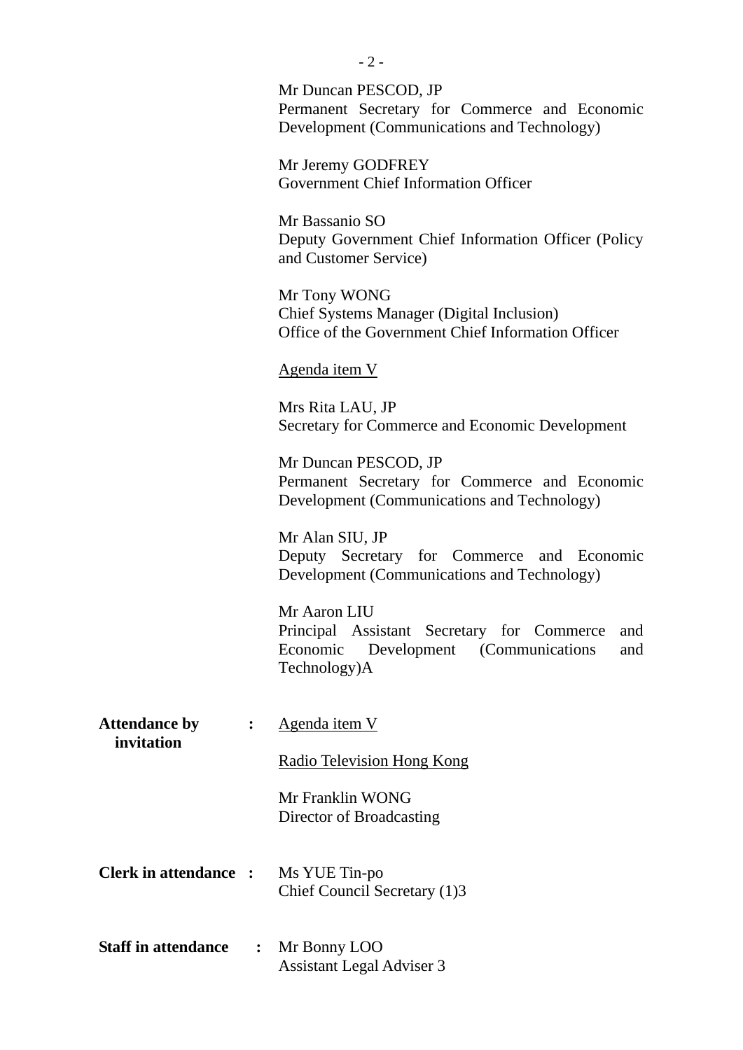Mr Duncan PESCOD, JP
Permanent Secretary for Commerce and Economic Development (Communications and Technology)

Mr Jeremy GODFREY
Government Chief Information Officer

Mr Bassanio SO
Deputy Government Chief Information Officer (Policy and Customer Service)

Mr Tony WONG
Chief Systems Manager (Digital Inclusion)
Office of the Government Chief Information Officer

Agenda item V

Mrs Rita LAU, JP
Secretary for Commerce and Economic Development

Mr Duncan PESCOD, JP
Permanent Secretary for Commerce and Economic Development (Communications and Technology)

Mr Alan SIU, JP
Deputy Secretary for Commerce and Economic Development (Communications and Technology)

Mr Aaron LIU
Principal Assistant Secretary for Commerce and Economic Development (Communications and Technology)A

**Attendance by invitation :** Agenda item V

Radio Television Hong Kong

Mr Franklin WONG
Director of Broadcasting

**Clerk in attendance :** Ms YUE Tin-po
Chief Council Secretary (1)3

**Staff in attendance :** Mr Bonny LOO
Assistant Legal Adviser 3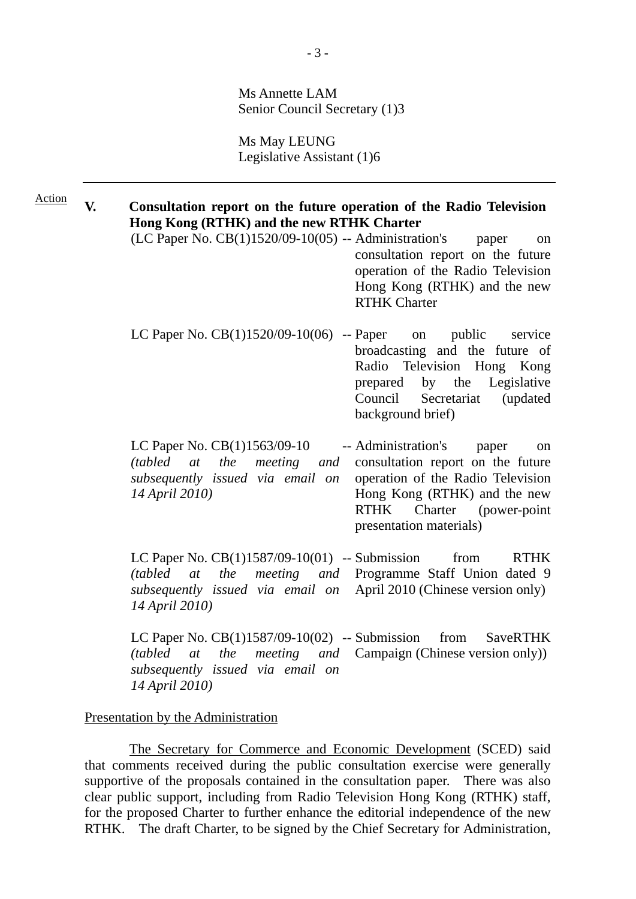Ms Annette LAM
Senior Council Secretary (1)3

Ms May LEUNG
Legislative Assistant (1)6

---

Action

**V. Consultation report on the future operation of the Radio Television Hong Kong (RTHK) and the new RTHK Charter**

(LC Paper No. CB(1)1520/09-10(05) -- Administration's paper on consultation report on the future operation of the Radio Television Hong Kong (RTHK) and the new RTHK Charter

LC Paper No. CB(1)1520/09-10(06) -- Paper on public service broadcasting and the future of Radio Television Hong Kong prepared by the Legislative Council Secretariat (updated background brief)

LC Paper No. CB(1)1563/09-10 *(tabled at the meeting and subsequently issued via email on 14 April 2010)* -- Administration's paper on consultation report on the future operation of the Radio Television Hong Kong (RTHK) and the new RTHK Charter (power-point presentation materials)

LC Paper No. CB(1)1587/09-10(01) *(tabled at the meeting and subsequently issued via email on 14 April 2010)* -- Submission from RTHK Programme Staff Union dated 9 April 2010 (Chinese version only)

LC Paper No. CB(1)1587/09-10(02) *(tabled at the meeting and subsequently issued via email on 14 April 2010)* -- Submission from SaveRTHK Campaign (Chinese version only))

Presentation by the Administration

The Secretary for Commerce and Economic Development (SCED) said that comments received during the public consultation exercise were generally supportive of the proposals contained in the consultation paper. There was also clear public support, including from Radio Television Hong Kong (RTHK) staff, for the proposed Charter to further enhance the editorial independence of the new RTHK. The draft Charter, to be signed by the Chief Secretary for Administration,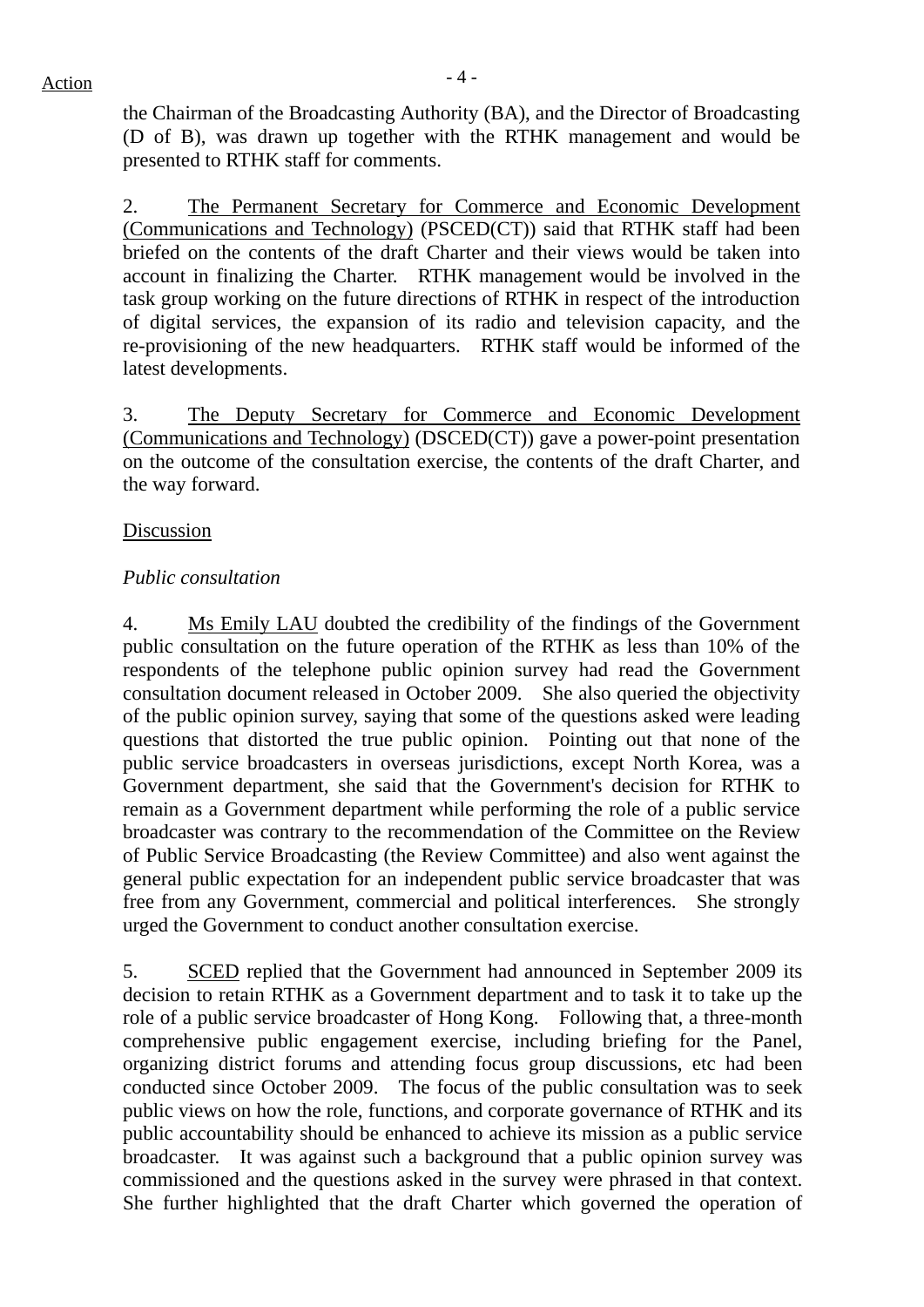Action

the Chairman of the Broadcasting Authority (BA), and the Director of Broadcasting (D of B), was drawn up together with the RTHK management and would be presented to RTHK staff for comments.

2. The Permanent Secretary for Commerce and Economic Development (Communications and Technology) (PSCED(CT)) said that RTHK staff had been briefed on the contents of the draft Charter and their views would be taken into account in finalizing the Charter. RTHK management would be involved in the task group working on the future directions of RTHK in respect of the introduction of digital services, the expansion of its radio and television capacity, and the re-provisioning of the new headquarters. RTHK staff would be informed of the latest developments.

3. The Deputy Secretary for Commerce and Economic Development (Communications and Technology) (DSCED(CT)) gave a power-point presentation on the outcome of the consultation exercise, the contents of the draft Charter, and the way forward.

Discussion

*Public consultation*

4. Ms Emily LAU doubted the credibility of the findings of the Government public consultation on the future operation of the RTHK as less than 10% of the respondents of the telephone public opinion survey had read the Government consultation document released in October 2009. She also queried the objectivity of the public opinion survey, saying that some of the questions asked were leading questions that distorted the true public opinion. Pointing out that none of the public service broadcasters in overseas jurisdictions, except North Korea, was a Government department, she said that the Government's decision for RTHK to remain as a Government department while performing the role of a public service broadcaster was contrary to the recommendation of the Committee on the Review of Public Service Broadcasting (the Review Committee) and also went against the general public expectation for an independent public service broadcaster that was free from any Government, commercial and political interferences. She strongly urged the Government to conduct another consultation exercise.

5. SCED replied that the Government had announced in September 2009 its decision to retain RTHK as a Government department and to task it to take up the role of a public service broadcaster of Hong Kong. Following that, a three-month comprehensive public engagement exercise, including briefing for the Panel, organizing district forums and attending focus group discussions, etc had been conducted since October 2009. The focus of the public consultation was to seek public views on how the role, functions, and corporate governance of RTHK and its public accountability should be enhanced to achieve its mission as a public service broadcaster. It was against such a background that a public opinion survey was commissioned and the questions asked in the survey were phrased in that context. She further highlighted that the draft Charter which governed the operation of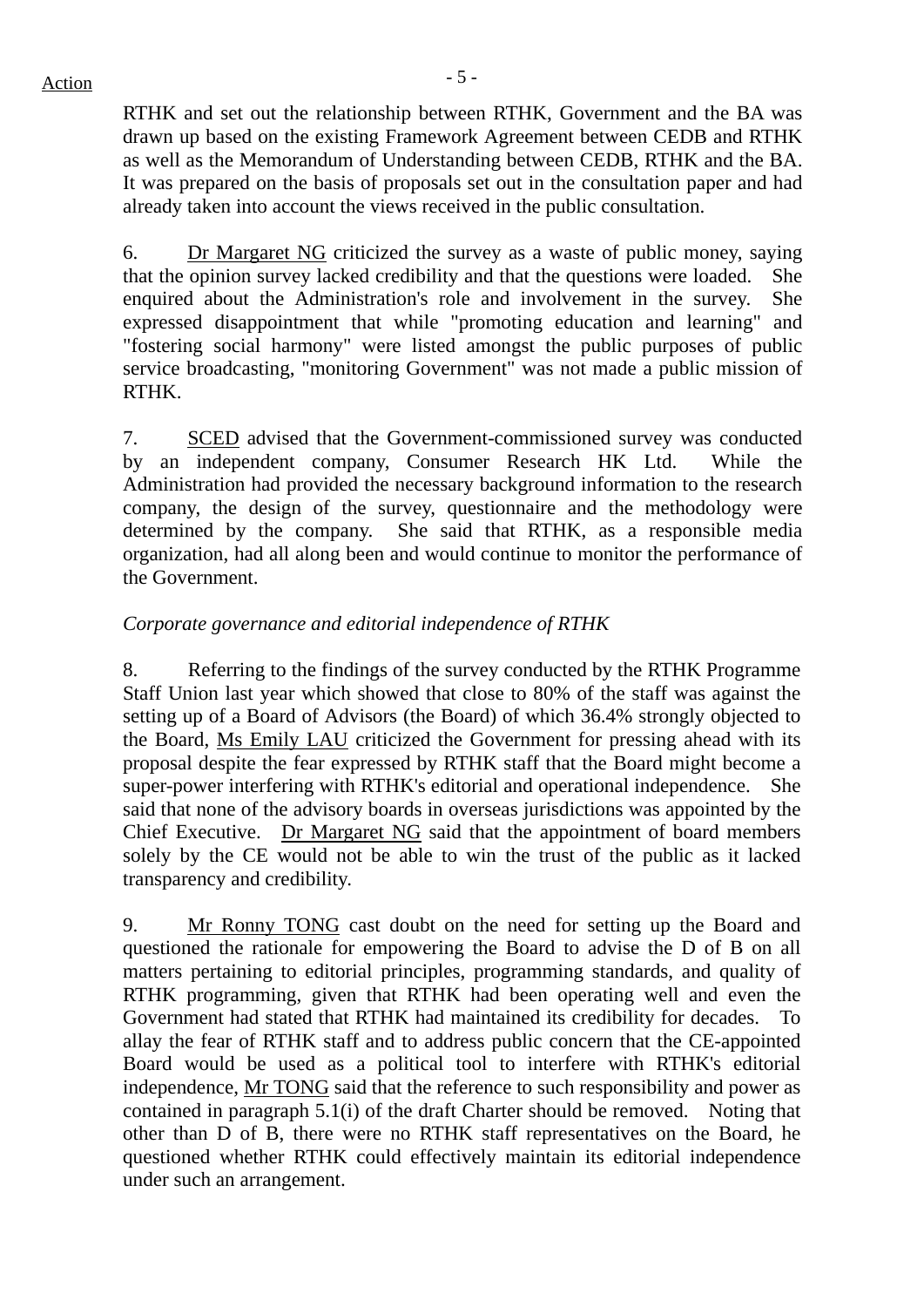RTHK and set out the relationship between RTHK, Government and the BA was drawn up based on the existing Framework Agreement between CEDB and RTHK as well as the Memorandum of Understanding between CEDB, RTHK and the BA. It was prepared on the basis of proposals set out in the consultation paper and had already taken into account the views received in the public consultation.

6. Dr Margaret NG criticized the survey as a waste of public money, saying that the opinion survey lacked credibility and that the questions were loaded. She enquired about the Administration's role and involvement in the survey. She expressed disappointment that while "promoting education and learning" and "fostering social harmony" were listed amongst the public purposes of public service broadcasting, "monitoring Government" was not made a public mission of RTHK.

7. SCED advised that the Government-commissioned survey was conducted by an independent company, Consumer Research HK Ltd. While the Administration had provided the necessary background information to the research company, the design of the survey, questionnaire and the methodology were determined by the company. She said that RTHK, as a responsible media organization, had all along been and would continue to monitor the performance of the Government.

*Corporate governance and editorial independence of RTHK*

8. Referring to the findings of the survey conducted by the RTHK Programme Staff Union last year which showed that close to 80% of the staff was against the setting up of a Board of Advisors (the Board) of which 36.4% strongly objected to the Board, Ms Emily LAU criticized the Government for pressing ahead with its proposal despite the fear expressed by RTHK staff that the Board might become a super-power interfering with RTHK's editorial and operational independence. She said that none of the advisory boards in overseas jurisdictions was appointed by the Chief Executive. Dr Margaret NG said that the appointment of board members solely by the CE would not be able to win the trust of the public as it lacked transparency and credibility.

9. Mr Ronny TONG cast doubt on the need for setting up the Board and questioned the rationale for empowering the Board to advise the D of B on all matters pertaining to editorial principles, programming standards, and quality of RTHK programming, given that RTHK had been operating well and even the Government had stated that RTHK had maintained its credibility for decades. To allay the fear of RTHK staff and to address public concern that the CE-appointed Board would be used as a political tool to interfere with RTHK's editorial independence, Mr TONG said that the reference to such responsibility and power as contained in paragraph 5.1(i) of the draft Charter should be removed. Noting that other than D of B, there were no RTHK staff representatives on the Board, he questioned whether RTHK could effectively maintain its editorial independence under such an arrangement.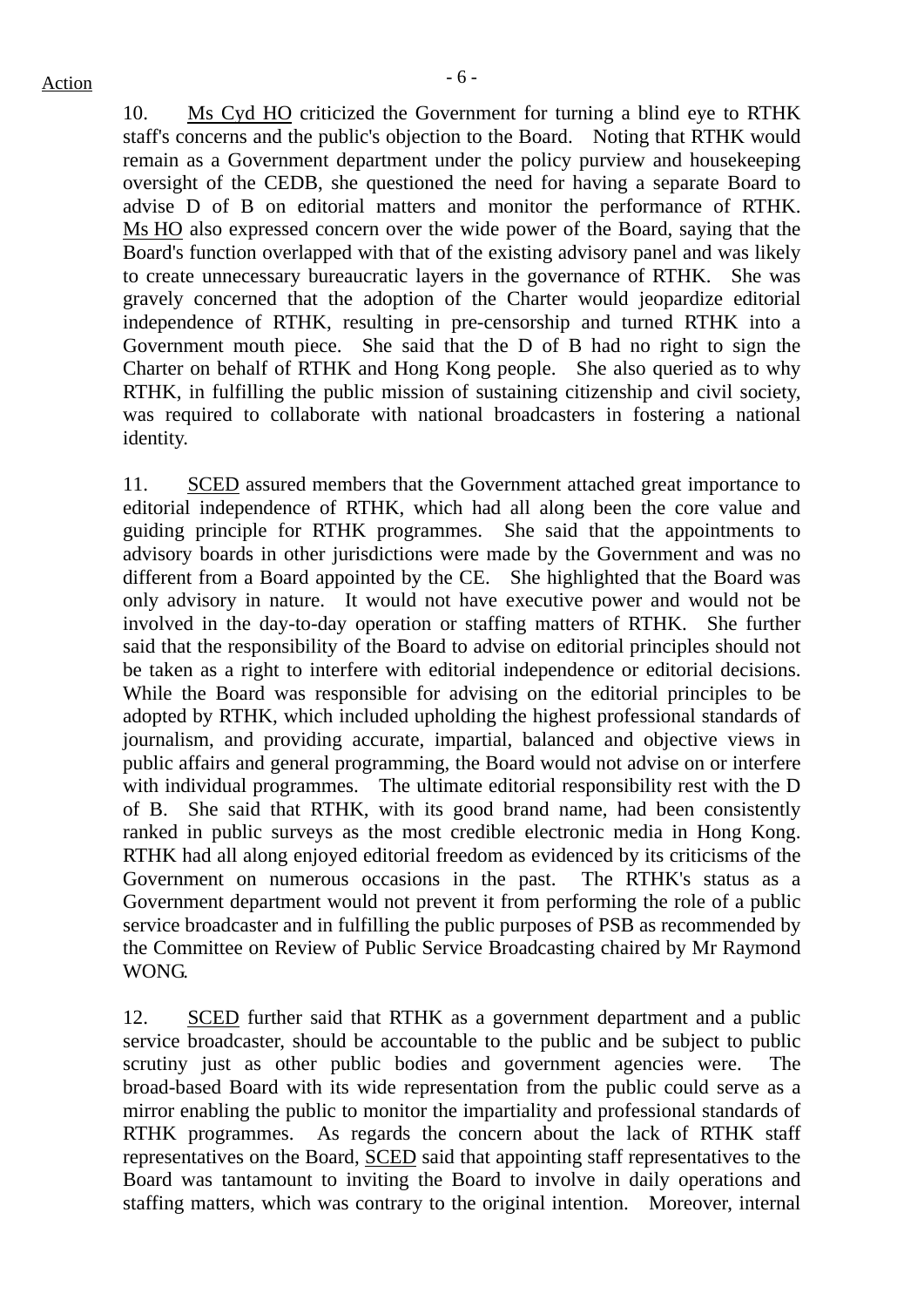10. Ms Cyd HO criticized the Government for turning a blind eye to RTHK staff's concerns and the public's objection to the Board. Noting that RTHK would remain as a Government department under the policy purview and housekeeping oversight of the CEDB, she questioned the need for having a separate Board to advise D of B on editorial matters and monitor the performance of RTHK. Ms HO also expressed concern over the wide power of the Board, saying that the Board's function overlapped with that of the existing advisory panel and was likely to create unnecessary bureaucratic layers in the governance of RTHK. She was gravely concerned that the adoption of the Charter would jeopardize editorial independence of RTHK, resulting in pre-censorship and turned RTHK into a Government mouth piece. She said that the D of B had no right to sign the Charter on behalf of RTHK and Hong Kong people. She also queried as to why RTHK, in fulfilling the public mission of sustaining citizenship and civil society, was required to collaborate with national broadcasters in fostering a national identity.

11. SCED assured members that the Government attached great importance to editorial independence of RTHK, which had all along been the core value and guiding principle for RTHK programmes. She said that the appointments to advisory boards in other jurisdictions were made by the Government and was no different from a Board appointed by the CE. She highlighted that the Board was only advisory in nature. It would not have executive power and would not be involved in the day-to-day operation or staffing matters of RTHK. She further said that the responsibility of the Board to advise on editorial principles should not be taken as a right to interfere with editorial independence or editorial decisions. While the Board was responsible for advising on the editorial principles to be adopted by RTHK, which included upholding the highest professional standards of journalism, and providing accurate, impartial, balanced and objective views in public affairs and general programming, the Board would not advise on or interfere with individual programmes. The ultimate editorial responsibility rest with the D of B. She said that RTHK, with its good brand name, had been consistently ranked in public surveys as the most credible electronic media in Hong Kong. RTHK had all along enjoyed editorial freedom as evidenced by its criticisms of the Government on numerous occasions in the past. The RTHK's status as a Government department would not prevent it from performing the role of a public service broadcaster and in fulfilling the public purposes of PSB as recommended by the Committee on Review of Public Service Broadcasting chaired by Mr Raymond WONG.

12. SCED further said that RTHK as a government department and a public service broadcaster, should be accountable to the public and be subject to public scrutiny just as other public bodies and government agencies were. The broad-based Board with its wide representation from the public could serve as a mirror enabling the public to monitor the impartiality and professional standards of RTHK programmes. As regards the concern about the lack of RTHK staff representatives on the Board, SCED said that appointing staff representatives to the Board was tantamount to inviting the Board to involve in daily operations and staffing matters, which was contrary to the original intention. Moreover, internal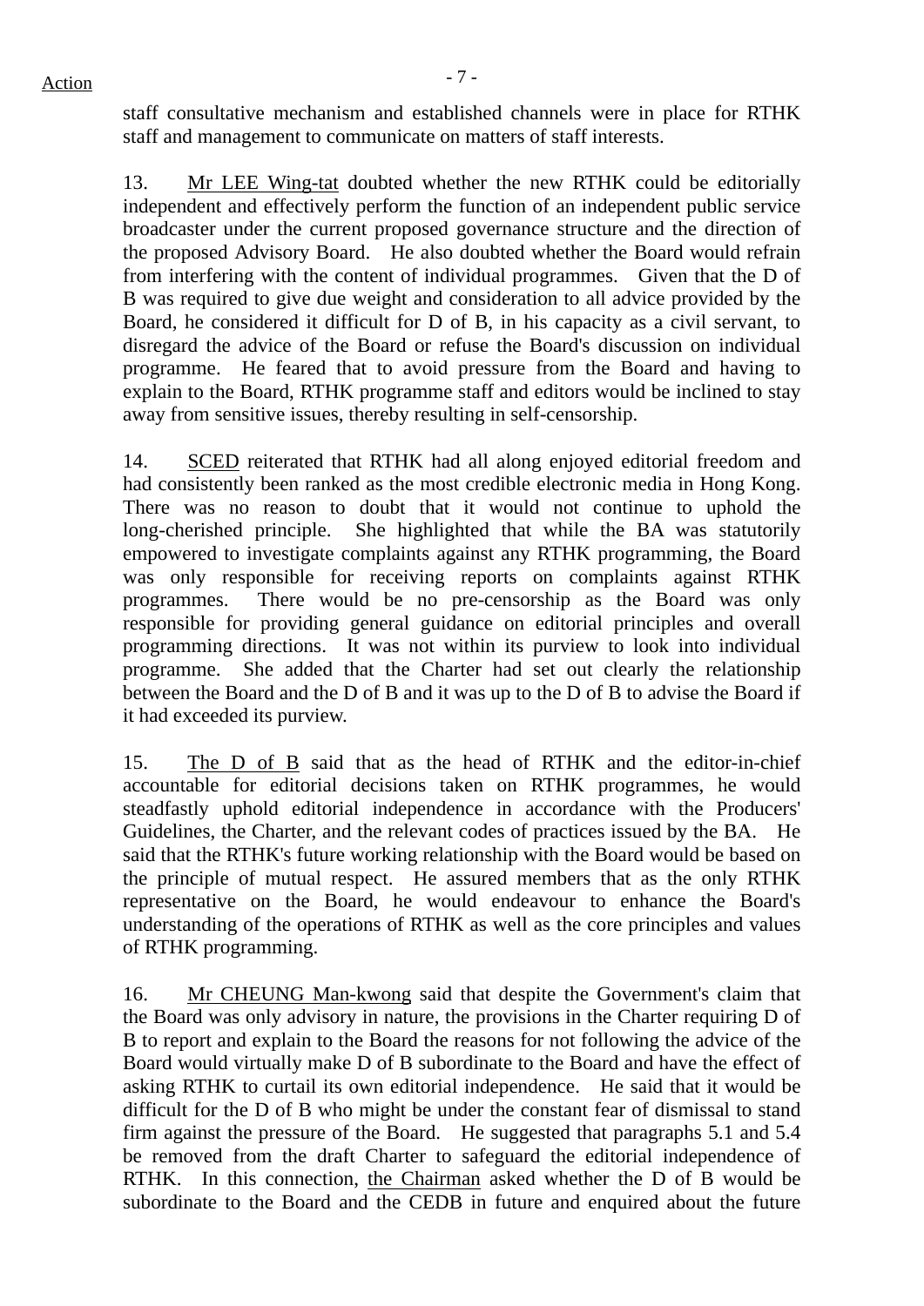staff consultative mechanism and established channels were in place for RTHK staff and management to communicate on matters of staff interests.

13. Mr LEE Wing-tat doubted whether the new RTHK could be editorially independent and effectively perform the function of an independent public service broadcaster under the current proposed governance structure and the direction of the proposed Advisory Board. He also doubted whether the Board would refrain from interfering with the content of individual programmes. Given that the D of B was required to give due weight and consideration to all advice provided by the Board, he considered it difficult for D of B, in his capacity as a civil servant, to disregard the advice of the Board or refuse the Board's discussion on individual programme. He feared that to avoid pressure from the Board and having to explain to the Board, RTHK programme staff and editors would be inclined to stay away from sensitive issues, thereby resulting in self-censorship.

14. SCED reiterated that RTHK had all along enjoyed editorial freedom and had consistently been ranked as the most credible electronic media in Hong Kong. There was no reason to doubt that it would not continue to uphold the long-cherished principle. She highlighted that while the BA was statutorily empowered to investigate complaints against any RTHK programming, the Board was only responsible for receiving reports on complaints against RTHK programmes. There would be no pre-censorship as the Board was only responsible for providing general guidance on editorial principles and overall programming directions. It was not within its purview to look into individual programme. She added that the Charter had set out clearly the relationship between the Board and the D of B and it was up to the D of B to advise the Board if it had exceeded its purview.

15. The D of B said that as the head of RTHK and the editor-in-chief accountable for editorial decisions taken on RTHK programmes, he would steadfastly uphold editorial independence in accordance with the Producers' Guidelines, the Charter, and the relevant codes of practices issued by the BA. He said that the RTHK's future working relationship with the Board would be based on the principle of mutual respect. He assured members that as the only RTHK representative on the Board, he would endeavour to enhance the Board's understanding of the operations of RTHK as well as the core principles and values of RTHK programming.

16. Mr CHEUNG Man-kwong said that despite the Government's claim that the Board was only advisory in nature, the provisions in the Charter requiring D of B to report and explain to the Board the reasons for not following the advice of the Board would virtually make D of B subordinate to the Board and have the effect of asking RTHK to curtail its own editorial independence. He said that it would be difficult for the D of B who might be under the constant fear of dismissal to stand firm against the pressure of the Board. He suggested that paragraphs 5.1 and 5.4 be removed from the draft Charter to safeguard the editorial independence of RTHK. In this connection, the Chairman asked whether the D of B would be subordinate to the Board and the CEDB in future and enquired about the future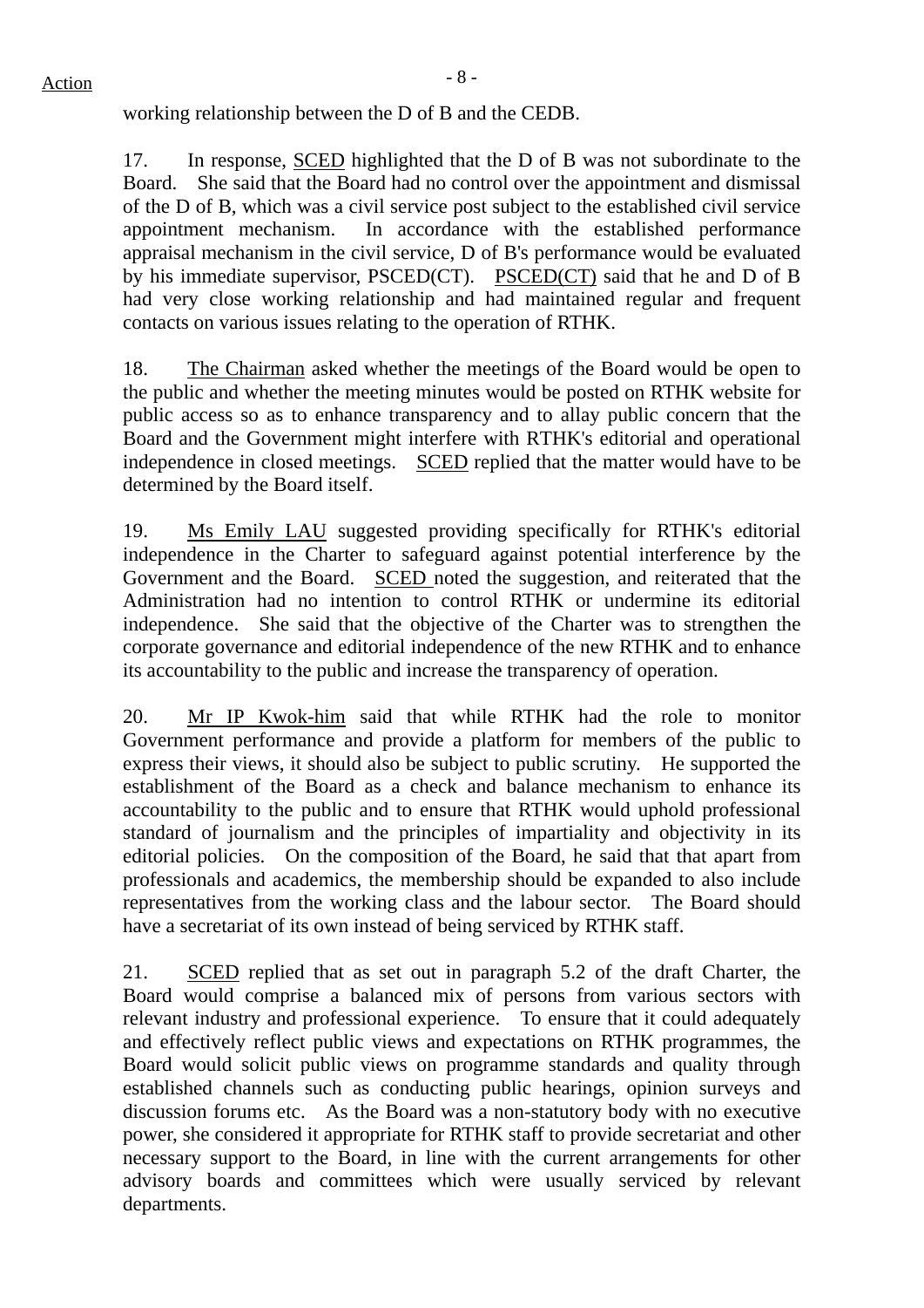working relationship between the D of B and the CEDB.

17. In response, SCED highlighted that the D of B was not subordinate to the Board. She said that the Board had no control over the appointment and dismissal of the D of B, which was a civil service post subject to the established civil service appointment mechanism. In accordance with the established performance appraisal mechanism in the civil service, D of B's performance would be evaluated by his immediate supervisor, PSCED(CT). PSCED(CT) said that he and D of B had very close working relationship and had maintained regular and frequent contacts on various issues relating to the operation of RTHK.

18. The Chairman asked whether the meetings of the Board would be open to the public and whether the meeting minutes would be posted on RTHK website for public access so as to enhance transparency and to allay public concern that the Board and the Government might interfere with RTHK's editorial and operational independence in closed meetings. SCED replied that the matter would have to be determined by the Board itself.

19. Ms Emily LAU suggested providing specifically for RTHK's editorial independence in the Charter to safeguard against potential interference by the Government and the Board. SCED noted the suggestion, and reiterated that the Administration had no intention to control RTHK or undermine its editorial independence. She said that the objective of the Charter was to strengthen the corporate governance and editorial independence of the new RTHK and to enhance its accountability to the public and increase the transparency of operation.

20. Mr IP Kwok-him said that while RTHK had the role to monitor Government performance and provide a platform for members of the public to express their views, it should also be subject to public scrutiny. He supported the establishment of the Board as a check and balance mechanism to enhance its accountability to the public and to ensure that RTHK would uphold professional standard of journalism and the principles of impartiality and objectivity in its editorial policies. On the composition of the Board, he said that that apart from professionals and academics, the membership should be expanded to also include representatives from the working class and the labour sector. The Board should have a secretariat of its own instead of being serviced by RTHK staff.

21. SCED replied that as set out in paragraph 5.2 of the draft Charter, the Board would comprise a balanced mix of persons from various sectors with relevant industry and professional experience. To ensure that it could adequately and effectively reflect public views and expectations on RTHK programmes, the Board would solicit public views on programme standards and quality through established channels such as conducting public hearings, opinion surveys and discussion forums etc. As the Board was a non-statutory body with no executive power, she considered it appropriate for RTHK staff to provide secretariat and other necessary support to the Board, in line with the current arrangements for other advisory boards and committees which were usually serviced by relevant departments.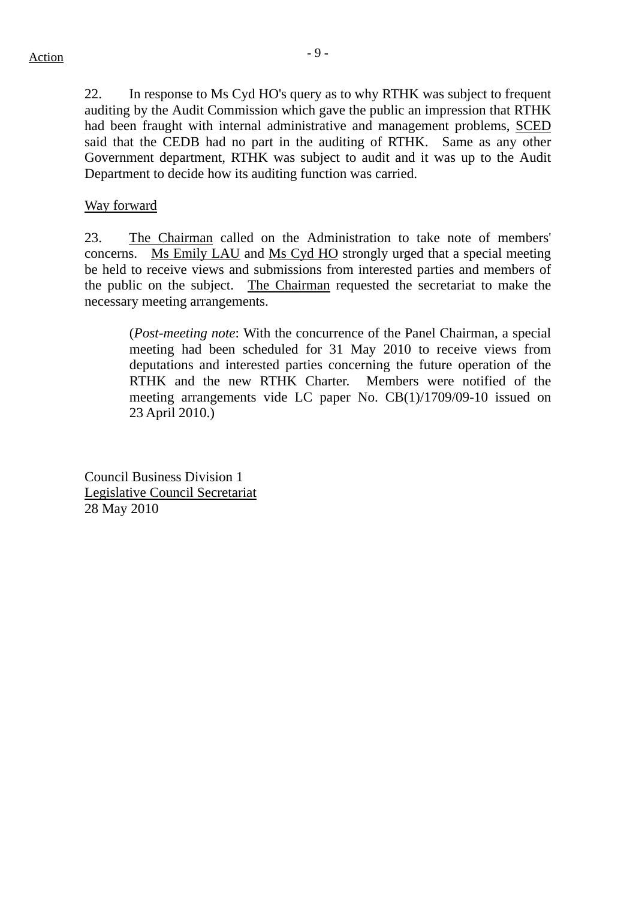Action

22. In response to Ms Cyd HO's query as to why RTHK was subject to frequent auditing by the Audit Commission which gave the public an impression that RTHK had been fraught with internal administrative and management problems, SCED said that the CEDB had no part in the auditing of RTHK. Same as any other Government department, RTHK was subject to audit and it was up to the Audit Department to decide how its auditing function was carried.

Way forward

23. The Chairman called on the Administration to take note of members' concerns. Ms Emily LAU and Ms Cyd HO strongly urged that a special meeting be held to receive views and submissions from interested parties and members of the public on the subject. The Chairman requested the secretariat to make the necessary meeting arrangements.

> (*Post-meeting note*: With the concurrence of the Panel Chairman, a special meeting had been scheduled for 31 May 2010 to receive views from deputations and interested parties concerning the future operation of the RTHK and the new RTHK Charter. Members were notified of the meeting arrangements vide LC paper No. CB(1)/1709/09-10 issued on 23 April 2010.)

Council Business Division 1
Legislative Council Secretariat
28 May 2010